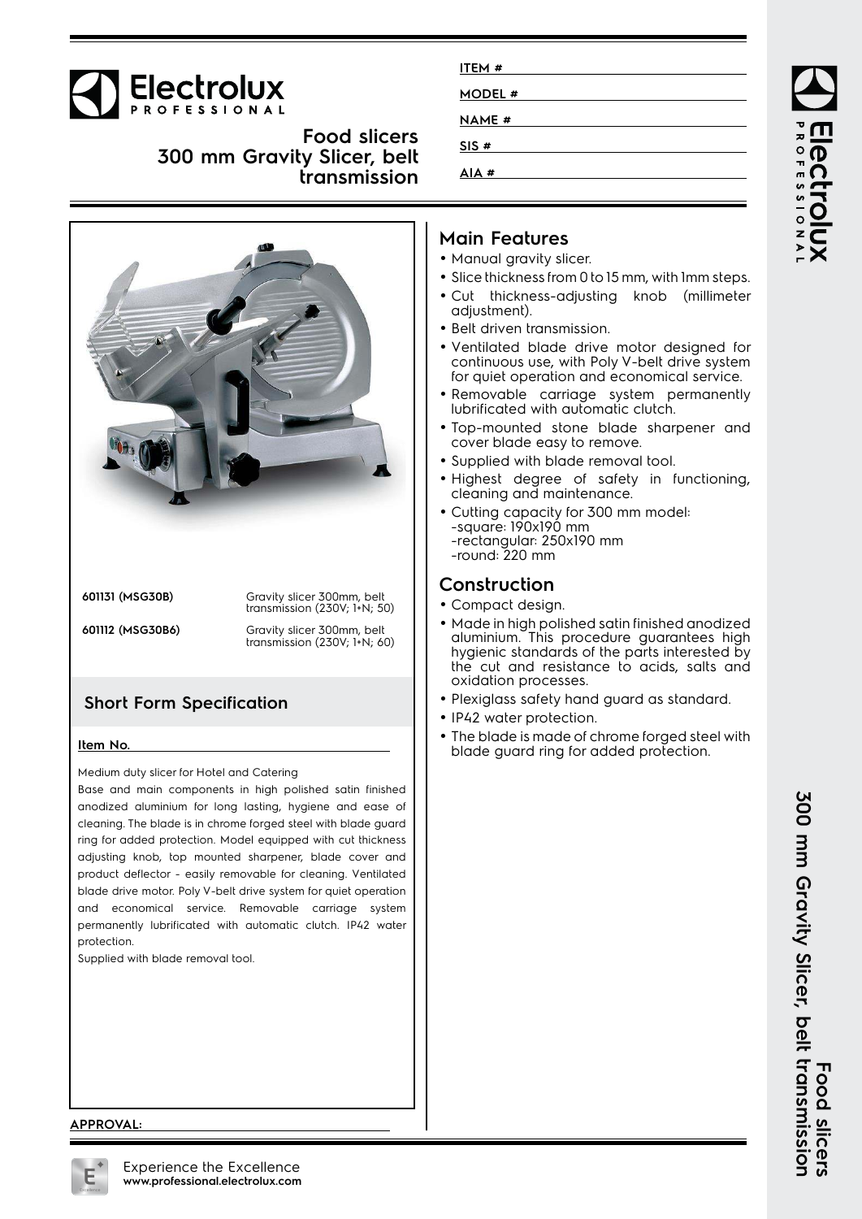# Electrolux PROFESSIONAL

## Food slicers
## 300 mm Gravity Slicer, belt transmission

ITEM #

MODEL #

NAME #

SIS #

AIA #

| | |
|---|---|
| **601131 (MSG30B)** | Gravity slicer 300mm, belt transmission (230V; 1+N; 50) |
| **601112 (MSG30B6)** | Gravity slicer 300mm, belt transmission (230V; 1+N; 60) |

## Short Form Specification

**Item No.**

Medium duty slicer for Hotel and Catering

Base and main components in high polished satin finished anodized aluminium for long lasting, hygiene and ease of cleaning. The blade is in chrome forged steel with blade guard ring for added protection. Model equipped with cut thickness adjusting knob, top mounted sharpener, blade cover and product deflector - easily removable for cleaning. Ventilated blade drive motor. Poly V-belt drive system for quiet operation and economical service. Removable carriage system permanently lubrificated with automatic clutch. IP42 water protection.

Supplied with blade removal tool.

## Main Features

- Manual gravity slicer.
- Slice thickness from 0 to 15 mm, with 1mm steps.
- Cut thickness-adjusting knob (millimeter adjustment).
- Belt driven transmission.
- Ventilated blade drive motor designed for continuous use, with Poly V-belt drive system for quiet operation and economical service.
- Removable carriage system permanently lubrificated with automatic clutch.
- Top-mounted stone blade sharpener and cover blade easy to remove.
- Supplied with blade removal tool.
- Highest degree of safety in functioning, cleaning and maintenance.
- Cutting capacity for 300 mm model:
  -square: 190x190 mm
  -rectangular: 250x190 mm
  -round: 220 mm

## Construction

- Compact design.
- Made in high polished satin finished anodized aluminium. This procedure guarantees high hygienic standards of the parts interested by the cut and resistance to acids, salts and oxidation processes.
- Plexiglass safety hand guard as standard.
- IP42 water protection.
- The blade is made of chrome forged steel with blade guard ring for added protection.

**APPROVAL:**

Experience the Excellence
**www.professional.electrolux.com**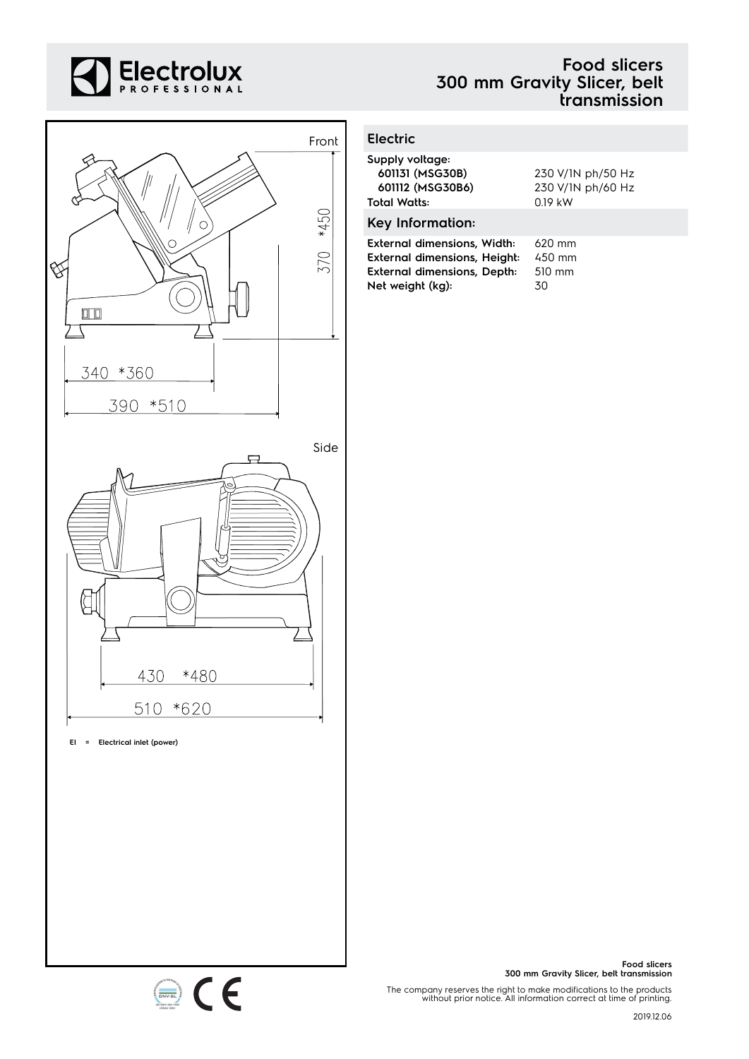# Food slicers
## 300 mm Gravity Slicer, belt transmission

Front

370 *450

340 *360

390 *510

Side

430 *480

510 *620

EI = Electrical inlet (power)

## Electric

| | |
|---|---|
| **Supply voltage:** | |
| **601131 (MSG30B)** | 230 V/1N ph/50 Hz |
| **601112 (MSG30B6)** | 230 V/1N ph/60 Hz |
| **Total Watts:** | 0.19 kW |

## Key Information:

| | |
|---|---|
| **External dimensions, Width:** | 620 mm |
| **External dimensions, Height:** | 450 mm |
| **External dimensions, Depth:** | 510 mm |
| **Net weight (kg):** | 30 |

**Food slicers**
**300 mm Gravity Slicer, belt transmission**

The company reserves the right to make modifications to the products without prior notice. All information correct at time of printing.

2019.12.06